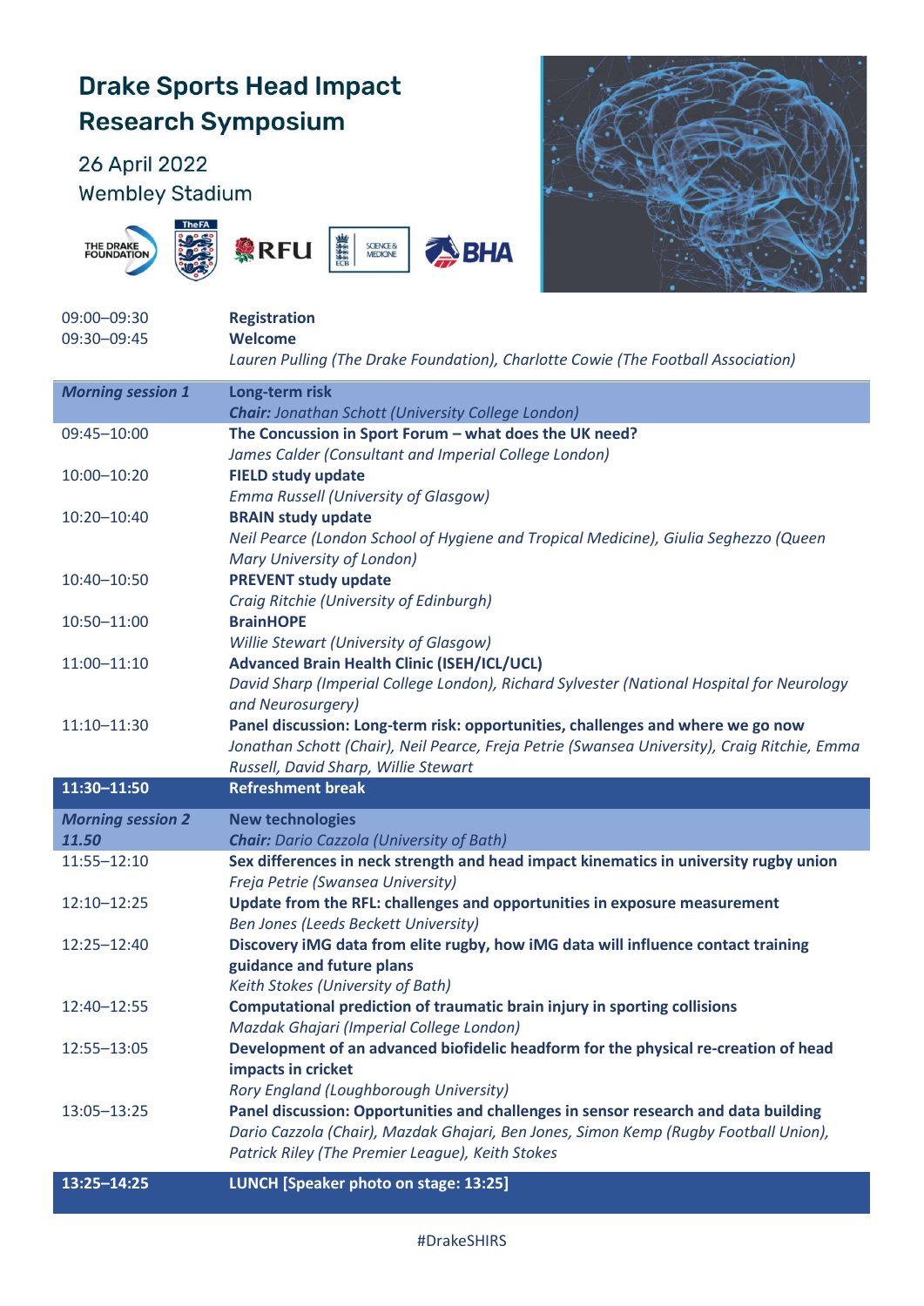# Drake Sports Head Impact Research Symposium

26 April 2022

Wembley Stadium

| | |
|---|---|
| 09:00–09:30 | **Registration** |
| 09:30–09:45 | **Welcome**<br>*Lauren Pulling (The Drake Foundation), Charlotte Cowie (The Football Association)* |
| ***Morning session 1*** | **Long-term risk**<br>***Chair:*** *Jonathan Schott (University College London)* |
| 09:45–10:00 | **The Concussion in Sport Forum – what does the UK need?**<br>*James Calder (Consultant and Imperial College London)* |
| 10:00–10:20 | **FIELD study update**<br>*Emma Russell (University of Glasgow)* |
| 10:20–10:40 | **BRAIN study update**<br>*Neil Pearce (London School of Hygiene and Tropical Medicine), Giulia Seghezzo (Queen Mary University of London)* |
| 10:40–10:50 | **PREVENT study update**<br>*Craig Ritchie (University of Edinburgh)* |
| 10:50–11:00 | **BrainHOPE**<br>*Willie Stewart (University of Glasgow)* |
| 11:00–11:10 | **Advanced Brain Health Clinic (ISEH/ICL/UCL)**<br>*David Sharp (Imperial College London), Richard Sylvester (National Hospital for Neurology and Neurosurgery)* |
| 11:10–11:30 | **Panel discussion: Long-term risk: opportunities, challenges and where we go now**<br>*Jonathan Schott (Chair), Neil Pearce, Freja Petrie (Swansea University), Craig Ritchie, Emma Russell, David Sharp, Willie Stewart* |
| **11:30–11:50** | **Refreshment break** |
| ***Morning session 2 11.50*** | **New technologies**<br>***Chair:*** *Dario Cazzola (University of Bath)* |
| 11:55–12:10 | **Sex differences in neck strength and head impact kinematics in university rugby union**<br>*Freja Petrie (Swansea University)* |
| 12:10–12:25 | **Update from the RFL: challenges and opportunities in exposure measurement**<br>*Ben Jones (Leeds Beckett University)* |
| 12:25–12:40 | **Discovery iMG data from elite rugby, how iMG data will influence contact training guidance and future plans**<br>*Keith Stokes (University of Bath)* |
| 12:40–12:55 | **Computational prediction of traumatic brain injury in sporting collisions**<br>*Mazdak Ghajari (Imperial College London)* |
| 12:55–13:05 | **Development of an advanced biofidelic headform for the physical re-creation of head impacts in cricket**<br>*Rory England (Loughborough University)* |
| 13:05–13:25 | **Panel discussion: Opportunities and challenges in sensor research and data building**<br>*Dario Cazzola (Chair), Mazdak Ghajari, Ben Jones, Simon Kemp (Rugby Football Union), Patrick Riley (The Premier League), Keith Stokes* |
| **13:25–14:25** | **LUNCH [Speaker photo on stage: 13:25]** |

#DrakeSHIRS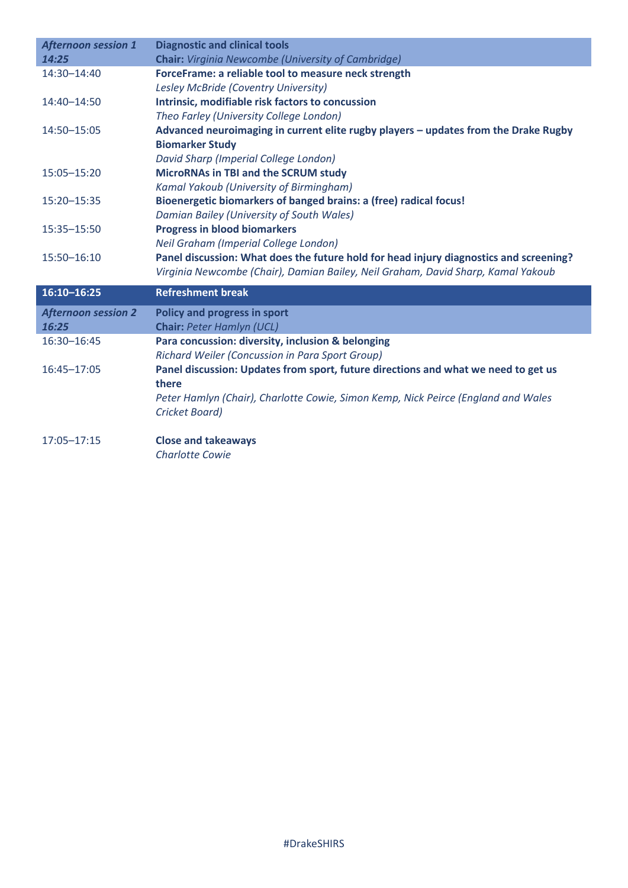| | |
|---|---|
| ***Afternoon session 1*** ***14:25*** | **Diagnostic and clinical tools** **Chair:** *Virginia Newcombe (University of Cambridge)* |
| 14:30–14:40 | **ForceFrame: a reliable tool to measure neck strength** *Lesley McBride (Coventry University)* |
| 14:40–14:50 | **Intrinsic, modifiable risk factors to concussion** *Theo Farley (University College London)* |
| 14:50–15:05 | **Advanced neuroimaging in current elite rugby players – updates from the Drake Rugby Biomarker Study** *David Sharp (Imperial College London)* |
| 15:05–15:20 | **MicroRNAs in TBI and the SCRUM study** *Kamal Yakoub (University of Birmingham)* |
| 15:20–15:35 | **Bioenergetic biomarkers of banged brains: a (free) radical focus!** *Damian Bailey (University of South Wales)* |
| 15:35–15:50 | **Progress in blood biomarkers** *Neil Graham (Imperial College London)* |
| 15:50–16:10 | **Panel discussion: What does the future hold for head injury diagnostics and screening?** *Virginia Newcombe (Chair), Damian Bailey, Neil Graham, David Sharp, Kamal Yakoub* |
| **16:10–16:25** | **Refreshment break** |
| ***Afternoon session 2*** ***16:25*** | **Policy and progress in sport** **Chair:** *Peter Hamlyn (UCL)* |
| 16:30–16:45 | **Para concussion: diversity, inclusion & belonging** *Richard Weiler (Concussion in Para Sport Group)* |
| 16:45–17:05 | **Panel discussion: Updates from sport, future directions and what we need to get us there** *Peter Hamlyn (Chair), Charlotte Cowie, Simon Kemp, Nick Peirce (England and Wales Cricket Board)* |
| 17:05–17:15 | **Close and takeaways** *Charlotte Cowie* |

#DrakeSHIRS